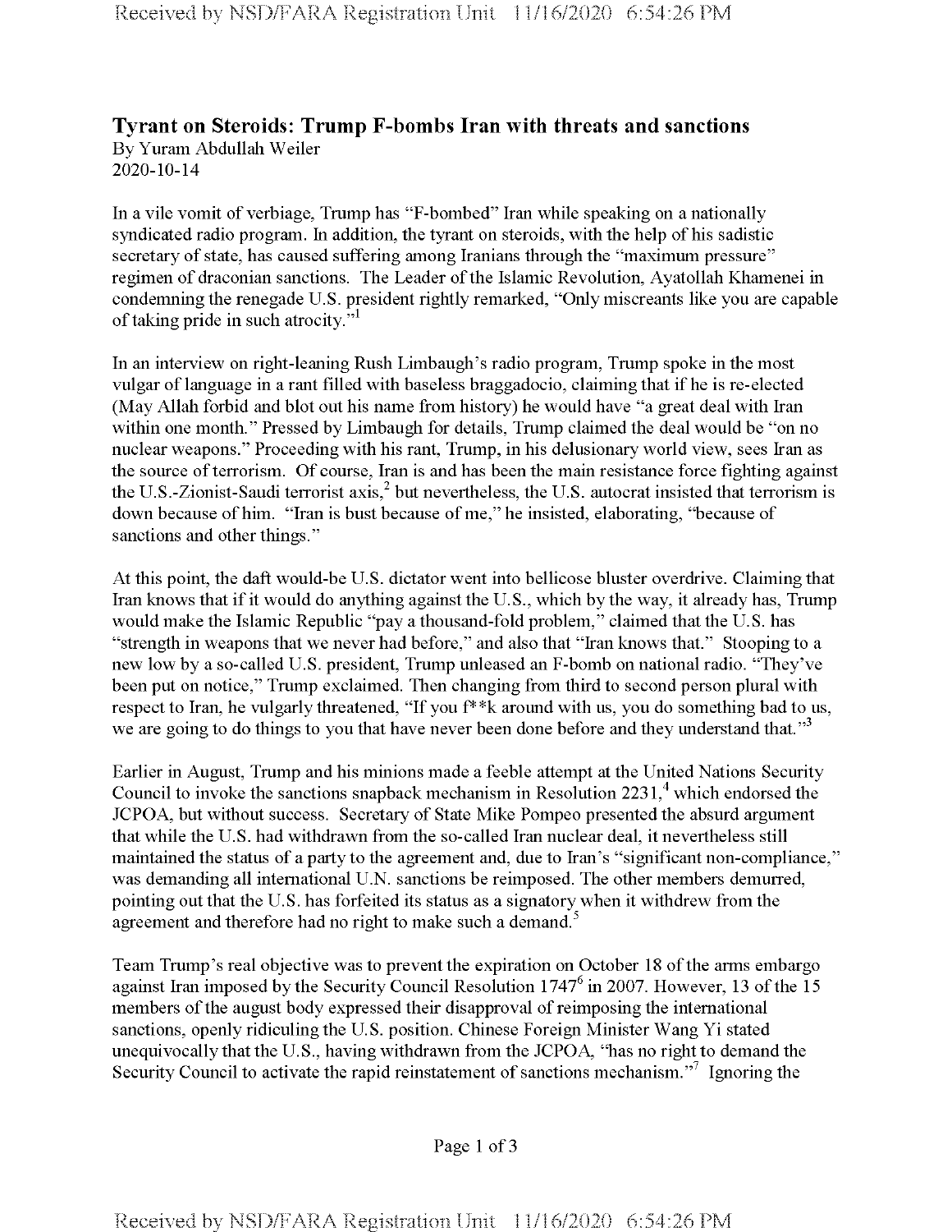## Tyrant on Steroids: Trump F-bombs Iran with threats and sanctions

By Yuram Abdullah Weiler
2020-10-14

In a vile vomit of verbiage, Trump has "F-bombed" Iran while speaking on a nationally syndicated radio program. In addition, the tyrant on steroids, with the help of his sadistic secretary of state, has caused suffering among Iranians through the "maximum pressure" regimen of draconian sanctions. The Leader of the Islamic Revolution, Ayatollah Khamenei in condemning the renegade U.S. president rightly remarked, "Only miscreants like you are capable of taking pride in such atrocity."[1]

In an interview on right-leaning Rush Limbaugh's radio program, Trump spoke in the most vulgar of language in a rant filled with baseless braggadocio, claiming that if he is re-elected (May Allah forbid and blot out his name from history) he would have "a great deal with Iran within one month." Pressed by Limbaugh for details, Trump claimed the deal would be "on no nuclear weapons." Proceeding with his rant, Trump, in his delusionary world view, sees Iran as the source of terrorism. Of course, Iran is and has been the main resistance force fighting against the U.S.-Zionist-Saudi terrorist axis,[2] but nevertheless, the U.S. autocrat insisted that terrorism is down because of him. "Iran is bust because of me," he insisted, elaborating, "because of sanctions and other things."

At this point, the daft would-be U.S. dictator went into bellicose bluster overdrive. Claiming that Iran knows that if it would do anything against the U.S., which by the way, it already has, Trump would make the Islamic Republic "pay a thousand-fold problem," claimed that the U.S. has "strength in weapons that we never had before," and also that "Iran knows that." Stooping to a new low by a so-called U.S. president, Trump unleased an F-bomb on national radio. "They've been put on notice," Trump exclaimed. Then changing from third to second person plural with respect to Iran, he vulgarly threatened, "If you f**k around with us, you do something bad to us, we are going to do things to you that have never been done before and they understand that."[3]

Earlier in August, Trump and his minions made a feeble attempt at the United Nations Security Council to invoke the sanctions snapback mechanism in Resolution 2231,[4] which endorsed the JCPOA, but without success. Secretary of State Mike Pompeo presented the absurd argument that while the U.S. had withdrawn from the so-called Iran nuclear deal, it nevertheless still maintained the status of a party to the agreement and, due to Iran's "significant non-compliance," was demanding all international U.N. sanctions be reimposed. The other members demurred, pointing out that the U.S. has forfeited its status as a signatory when it withdrew from the agreement and therefore had no right to make such a demand.[5]

Team Trump's real objective was to prevent the expiration on October 18 of the arms embargo against Iran imposed by the Security Council Resolution 1747[6] in 2007. However, 13 of the 15 members of the august body expressed their disapproval of reimposing the international sanctions, openly ridiculing the U.S. position. Chinese Foreign Minister Wang Yi stated unequivocally that the U.S., having withdrawn from the JCPOA, "has no right to demand the Security Council to activate the rapid reinstatement of sanctions mechanism."[7] Ignoring the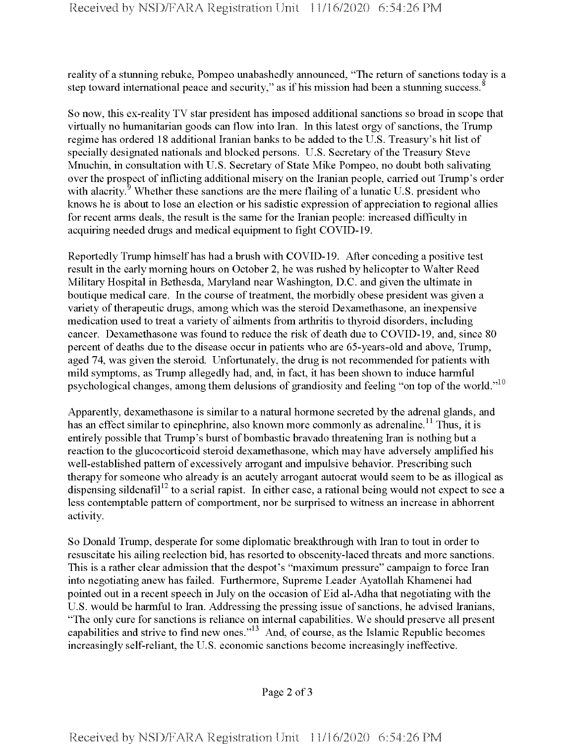reality of a stunning rebuke, Pompeo unabashedly announced, "The return of sanctions today is a step toward international peace and security," as if his mission had been a stunning success.[8]

So now, this ex-reality TV star president has imposed additional sanctions so broad in scope that virtually no humanitarian goods can flow into Iran. In this latest orgy of sanctions, the Trump regime has ordered 18 additional Iranian banks to be added to the U.S. Treasury's hit list of specially designated nationals and blocked persons. U.S. Secretary of the Treasury Steve Mnuchin, in consultation with U.S. Secretary of State Mike Pompeo, no doubt both salivating over the prospect of inflicting additional misery on the Iranian people, carried out Trump's order with alacrity.[9] Whether these sanctions are the mere flailing of a lunatic U.S. president who knows he is about to lose an election or his sadistic expression of appreciation to regional allies for recent arms deals, the result is the same for the Iranian people: increased difficulty in acquiring needed drugs and medical equipment to fight COVID-19.

Reportedly Trump himself has had a brush with COVID-19. After conceding a positive test result in the early morning hours on October 2, he was rushed by helicopter to Walter Reed Military Hospital in Bethesda, Maryland near Washington, D.C. and given the ultimate in boutique medical care. In the course of treatment, the morbidly obese president was given a variety of therapeutic drugs, among which was the steroid Dexamethasone, an inexpensive medication used to treat a variety of ailments from arthritis to thyroid disorders, including cancer. Dexamethasone was found to reduce the risk of death due to COVID-19, and, since 80 percent of deaths due to the disease occur in patients who are 65-years-old and above, Trump, aged 74, was given the steroid. Unfortunately, the drug is not recommended for patients with mild symptoms, as Trump allegedly had, and, in fact, it has been shown to induce harmful psychological changes, among them delusions of grandiosity and feeling "on top of the world."[10]

Apparently, dexamethasone is similar to a natural hormone secreted by the adrenal glands, and has an effect similar to epinephrine, also known more commonly as adrenaline.[11] Thus, it is entirely possible that Trump's burst of bombastic bravado threatening Iran is nothing but a reaction to the glucocorticoid steroid dexamethasone, which may have adversely amplified his well-established pattern of excessively arrogant and impulsive behavior. Prescribing such therapy for someone who already is an acutely arrogant autocrat would seem to be as illogical as dispensing sildenafil[12] to a serial rapist. In either case, a rational being would not expect to see a less contemptable pattern of comportment, nor be surprised to witness an increase in abhorrent activity.

So Donald Trump, desperate for some diplomatic breakthrough with Iran to tout in order to resuscitate his ailing reelection bid, has resorted to obscenity-laced threats and more sanctions. This is a rather clear admission that the despot's "maximum pressure" campaign to force Iran into negotiating anew has failed. Furthermore, Supreme Leader Ayatollah Khamenei had pointed out in a recent speech in July on the occasion of Eid al-Adha that negotiating with the U.S. would be harmful to Iran. Addressing the pressing issue of sanctions, he advised Iranians, "The only cure for sanctions is reliance on internal capabilities. We should preserve all present capabilities and strive to find new ones."[13] And, of course, as the Islamic Republic becomes increasingly self-reliant, the U.S. economic sanctions become increasingly ineffective.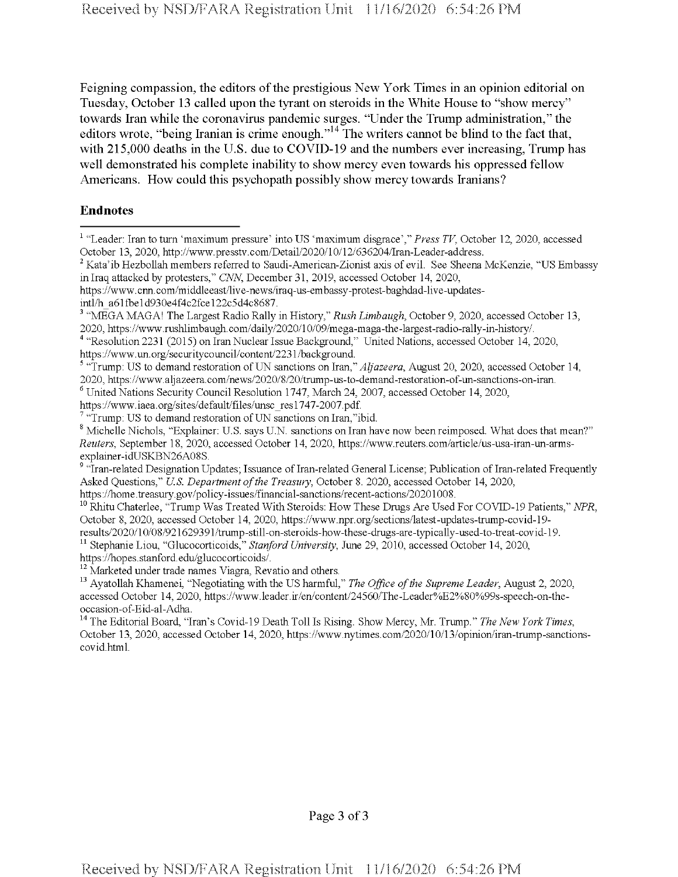Feigning compassion, the editors of the prestigious New York Times in an opinion editorial on Tuesday, October 13 called upon the tyrant on steroids in the White House to "show mercy" towards Iran while the coronavirus pandemic surges. "Under the Trump administration," the editors wrote, "being Iranian is crime enough."[14] The writers cannot be blind to the fact that, with 215,000 deaths in the U.S. due to COVID-19 and the numbers ever increasing, Trump has well demonstrated his complete inability to show mercy even towards his oppressed fellow Americans. How could this psychopath possibly show mercy towards Iranians?

**Endnotes**

[1] "Leader: Iran to turn 'maximum pressure' into US 'maximum disgrace'," *Press TV*, October 12, 2020, accessed October 13, 2020, http://www.presstv.com/Detail/2020/10/12/636204/Iran-Leader-address.

[2] Kata'ib Hezbollah members referred to Saudi-American-Zionist axis of evil. See Sheena McKenzie, "US Embassy in Iraq attacked by protesters," *CNN*, December 31, 2019, accessed October 14, 2020, https://www.cnn.com/middleeast/live-news/iraq-us-embassy-protest-baghdad-live-updates-intl/h_a61fbe1d930e4f4c2fce122c5d4c8687.

[3] "MEGA MAGA! The Largest Radio Rally in History," *Rush Limbaugh*, October 9, 2020, accessed October 13, 2020, https://www.rushlimbaugh.com/daily/2020/10/09/mega-maga-the-largest-radio-rally-in-history/.

[4] "Resolution 2231 (2015) on Iran Nuclear Issue Background," United Nations, accessed October 14, 2020, https://www.un.org/securitycouncil/content/2231/background.

[5] "Trump: US to demand restoration of UN sanctions on Iran," *Aljazeera*, August 20, 2020, accessed October 14, 2020, https://www.aljazeera.com/news/2020/8/20/trump-us-to-demand-restoration-of-un-sanctions-on-iran.

[6] United Nations Security Council Resolution 1747, March 24, 2007, accessed October 14, 2020, https://www.iaea.org/sites/default/files/unsc_res1747-2007.pdf.

[7] "Trump: US to demand restoration of UN sanctions on Iran,"ibid.

[8] Michelle Nichols, "Explainer: U.S. says U.N. sanctions on Iran have now been reimposed. What does that mean?" *Reuters*, September 18, 2020, accessed October 14, 2020, https://www.reuters.com/article/us-usa-iran-un-arms-explainer-idUSKBN26A08S.

[9] "Iran-related Designation Updates; Issuance of Iran-related General License; Publication of Iran-related Frequently Asked Questions," *U.S. Department of the Treasury*, October 8. 2020, accessed October 14, 2020, https://home.treasury.gov/policy-issues/financial-sanctions/recent-actions/20201008.

[10] Rhitu Chaterlee, "Trump Was Treated With Steroids: How These Drugs Are Used For COVID-19 Patients," *NPR*, October 8, 2020, accessed October 14, 2020, https://www.npr.org/sections/latest-updates-trump-covid-19-results/2020/10/08/921629391/trump-still-on-steroids-how-these-drugs-are-typically-used-to-treat-covid-19.

[11] Stephanie Liou, "Glucocorticoids," *Stanford University*, June 29, 2010, accessed October 14, 2020, https://hopes.stanford.edu/glucocorticoids/.

[12] Marketed under trade names Viagra, Revatio and others.

[13] Ayatollah Khamenei, "Negotiating with the US harmful," *The Office of the Supreme Leader*, August 2, 2020, accessed October 14, 2020, https://www.leader.ir/en/content/24560/The-Leader%E2%80%99s-speech-on-the-occasion-of-Eid-al-Adha.

[14] The Editorial Board, "Iran's Covid-19 Death Toll Is Rising. Show Mercy, Mr. Trump." *The New York Times*, October 13, 2020, accessed October 14, 2020, https://www.nytimes.com/2020/10/13/opinion/iran-trump-sanctions-covid.html.